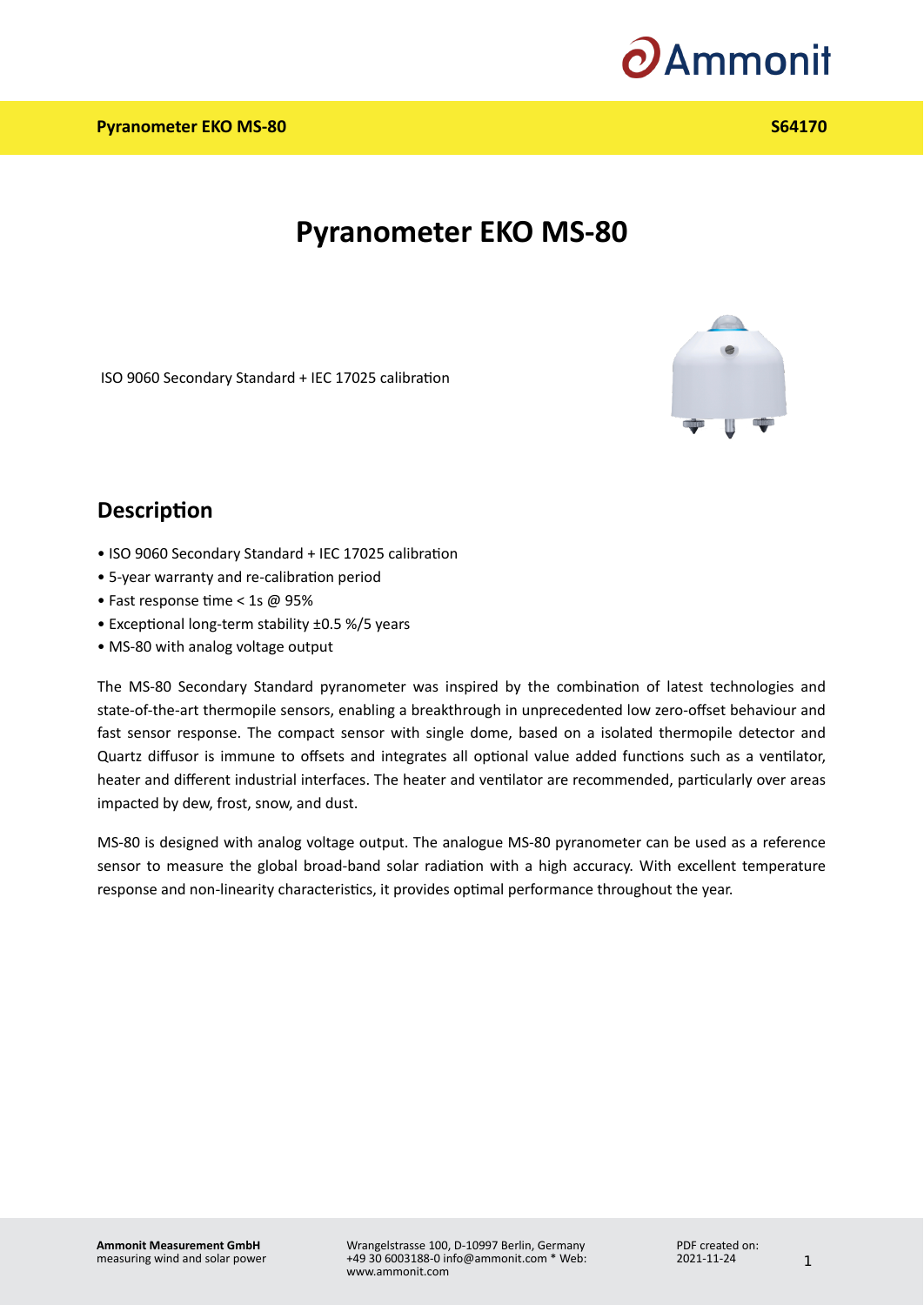# Pyranometer EKO MS-80

ISO 9060 Secondary Standard + IEC 17025 calibration

## Description

- ISO 9060 Secondary Standard + IEC 17025 calibration
- 5-year warranty and re-calibration period
- Fast response time < 1s @ 95%
- Exceptional long-term stability ±0.5 %/5 years
- MS-80 with analog voltage output

The MS-80 Secondary Standard pyranometer was inspired by the combination of latest technologies and state-of-the-art thermopile sensors, enabling a breakthrough in unprecedented low zero-offset behaviour and fast sensor response. The compact sensor with single dome, based on a isolated thermopile detector and Quartz diffusor is immune to offsets and integrates all optional value added functions such as a ventilator, heater and different industrial interfaces. The heater and ventilator are recommended, particularly over areas impacted by dew, frost, snow, and dust.

MS-80 is designed with analog voltage output. The analogue MS-80 pyranometer can be used as a reference sensor to measure the global broad-band solar radiation with a high accuracy. With excellent temperature response and non-linearity characteristics, it provides optimal performance throughout the year.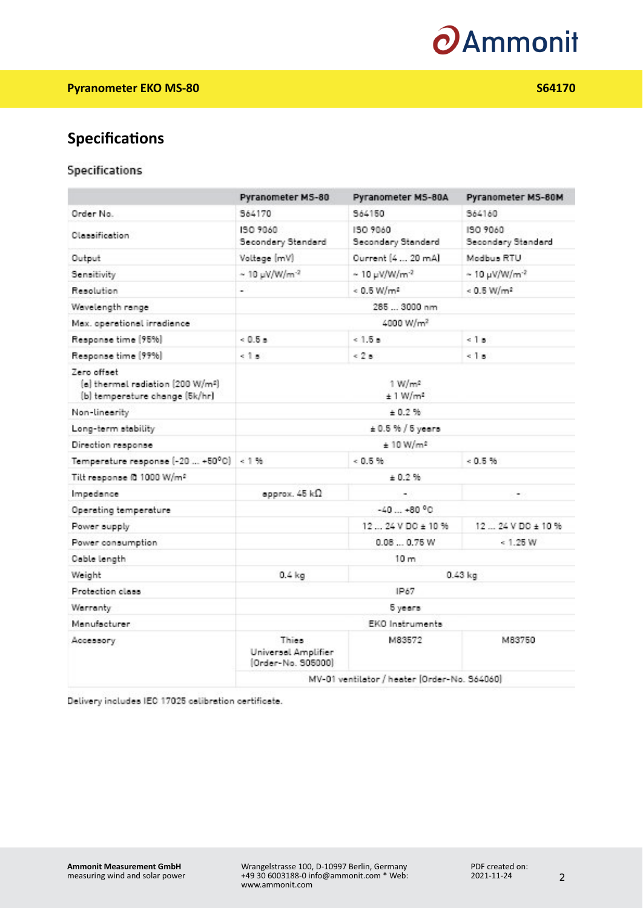## Specifications

### Specifications

| | Pyranometer MS-80 | Pyranometer MS-80A | Pyranometer MS-80M |
|---|---|---|---|
| Order No. | S64170 | S64150 | S64160 |
| Classification | ISO 9060 Secondary Standard | ISO 9060 Secondary Standard | ISO 9060 Secondary Standard |
| Output | Voltage [mV] | Current [4 ... 20 mA] | Modbus RTU |
| Sensitivity | ~ 10 µV/W/m⁻² | ~ 10 µV/W/m⁻² | ~ 10 µV/W/m⁻² |
| Resolution | - | < 0.5 W/m² | < 0.5 W/m² |
| Wavelength range | 285 ... 3000 nm | | |
| Max. operational irradiance | 4000 W/m² | | |
| Response time (95%) | < 0.5 s | < 1.5 s | < 1 s |
| Response time (99%) | < 1 s | < 2 s | < 1 s |
| Zero offset<br>(a) thermal radiation (200 W/m²)<br>(b) temperature change (5k/hr) | 1 W/m²<br>± 1 W/m² | | |
| Non-linearity | ± 0.2 % | | |
| Long-term stability | ± 0.5 % / 5 years | | |
| Direction response | ± 10 W/m² | | |
| Temperature response (-20 ... +50°C) | < 1 % | < 0.5 % | < 0.5 % |
| Tilt response @ 1000 W/m² | ± 0.2 % | | |
| Impedance | approx. 45 kΩ | - | - |
| Operating temperature | -40 ... +80 °C | | |
| Power supply | | 12 ... 24 V DC ± 10 % | 12 ... 24 V DC ± 10 % |
| Power consumption | | 0.08 ... 0.75 W | < 1.25 W |
| Cable length | 10 m | | |
| Weight | 0.4 kg | 0.43 kg | |
| Protection class | IP67 | | |
| Warranty | 5 years | | |
| Manufacturer | EKO Instruments | | |
| Accessory | Thies Universal Amplifier (Order-No. S05000) | M83572 | M83750 |
| | MV-01 ventilator / heater (Order-No. S64060) | | |

Delivery includes IEC 17025 calibration certificate.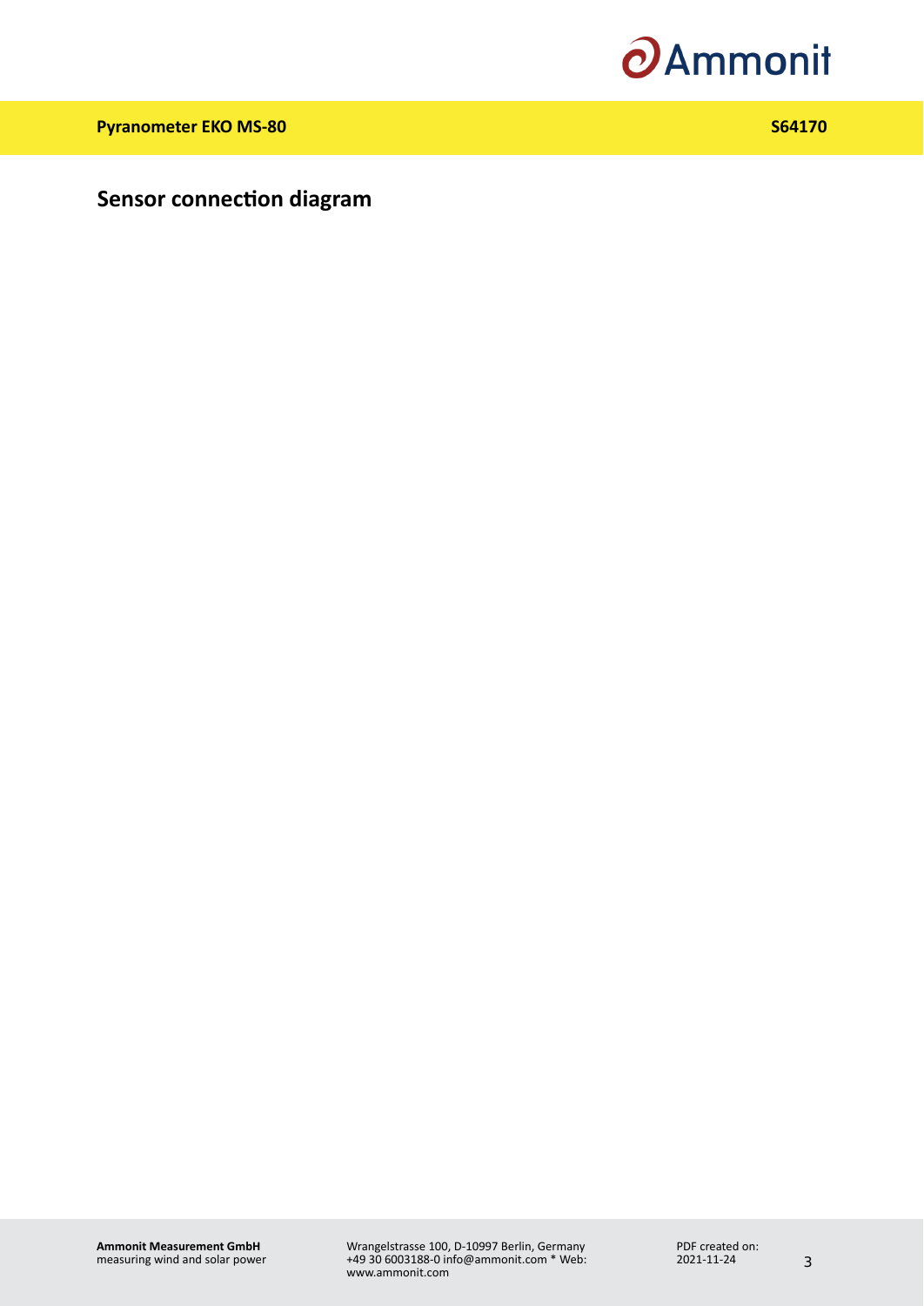## Sensor connection diagram